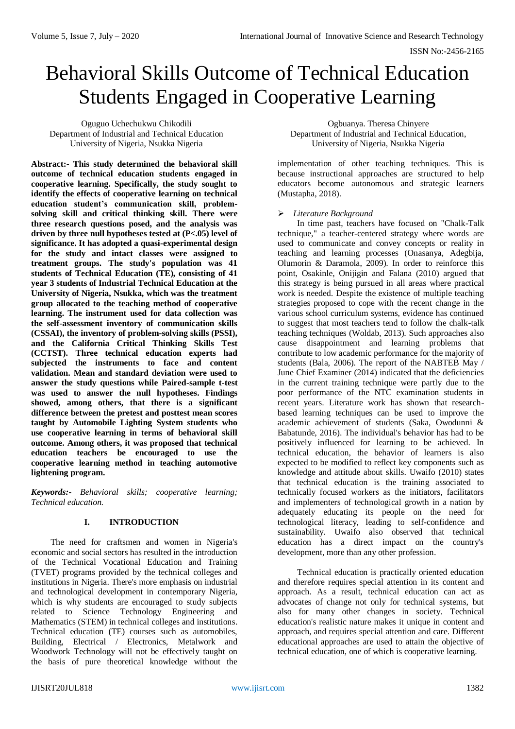# Behavioral Skills Outcome of Technical Education Students Engaged in Cooperative Learning

Oguguo Uchechukwu Chikodili
Department of Industrial and Technical Education
University of Nigeria, Nsukka Nigeria

Ogbuanya. Theresa Chinyere
Department of Industrial and Technical Education,
University of Nigeria, Nsukka Nigeria

**Abstract:- This study determined the behavioral skill outcome of technical education students engaged in cooperative learning. Specifically, the study sought to identify the effects of cooperative learning on technical education student's communication skill, problem-solving skill and critical thinking skill. There were three research questions posed, and the analysis was driven by three null hypotheses tested at (P<.05) level of significance. It has adopted a quasi-experimental design for the study and intact classes were assigned to treatment groups. The study's population was 41 students of Technical Education (TE), consisting of 41 year 3 students of Industrial Technical Education at the University of Nigeria, Nsukka, which was the treatment group allocated to the teaching method of cooperative learning. The instrument used for data collection was the self-assessment inventory of communication skills (CSSAI), the inventory of problem-solving skills (PSSI), and the California Critical Thinking Skills Test (CCTST). Three technical education experts had subjected the instruments to face and content validation. Mean and standard deviation were used to answer the study questions while Paired-sample t-test was used to answer the null hypotheses. Findings showed, among others, that there is a significant difference between the pretest and posttest mean scores taught by Automobile Lighting System students who use cooperative learning in terms of behavioral skill outcome. Among others, it was proposed that technical education teachers be encouraged to use the cooperative learning method in teaching automotive lightening program.**

***Keywords:-*** *Behavioral skills; cooperative learning; Technical education.*

## I. INTRODUCTION

The need for craftsmen and women in Nigeria's economic and social sectors has resulted in the introduction of the Technical Vocational Education and Training (TVET) programs provided by the technical colleges and institutions in Nigeria. There's more emphasis on industrial and technological development in contemporary Nigeria, which is why students are encouraged to study subjects related to Science Technology Engineering and Mathematics (STEM) in technical colleges and institutions. Technical education (TE) courses such as automobiles, Building, Electrical / Electronics, Metalwork and Woodwork Technology will not be effectively taught on the basis of pure theoretical knowledge without the implementation of other teaching techniques. This is because instructional approaches are structured to help educators become autonomous and strategic learners (Mustapha, 2018).

### *Literature Background*

In time past, teachers have focused on "Chalk-Talk technique," a teacher-centered strategy where words are used to communicate and convey concepts or reality in teaching and learning processes (Onasanya, Adegbija, Olumorin & Daramola, 2009). In order to reinforce this point, Osakinle, Onijigin and Falana (2010) argued that this strategy is being pursued in all areas where practical work is needed. Despite the existence of multiple teaching strategies proposed to cope with the recent change in the various school curriculum systems, evidence has continued to suggest that most teachers tend to follow the chalk-talk teaching techniques (Woldab, 2013). Such approaches also cause disappointment and learning problems that contribute to low academic performance for the majority of students (Bala, 2006). The report of the NABTEB May / June Chief Examiner (2014) indicated that the deficiencies in the current training technique were partly due to the poor performance of the NTC examination students in recent years. Literature work has shown that research-based learning techniques can be used to improve the academic achievement of students (Saka, Owodunni & Babatunde, 2016). The individual's behavior has had to be positively influenced for learning to be achieved. In technical education, the behavior of learners is also expected to be modified to reflect key components such as knowledge and attitude about skills. Uwaifo (2010) states that technical education is the training associated to technically focused workers as the initiators, facilitators and implementers of technological growth in a nation by adequately educating its people on the need for technological literacy, leading to self-confidence and sustainability. Uwaifo also observed that technical education has a direct impact on the country's development, more than any other profession.

Technical education is practically oriented education and therefore requires special attention in its content and approach. As a result, technical education can act as advocates of change not only for technical systems, but also for many other changes in society. Technical education's realistic nature makes it unique in content and approach, and requires special attention and care. Different educational approaches are used to attain the objective of technical education, one of which is cooperative learning.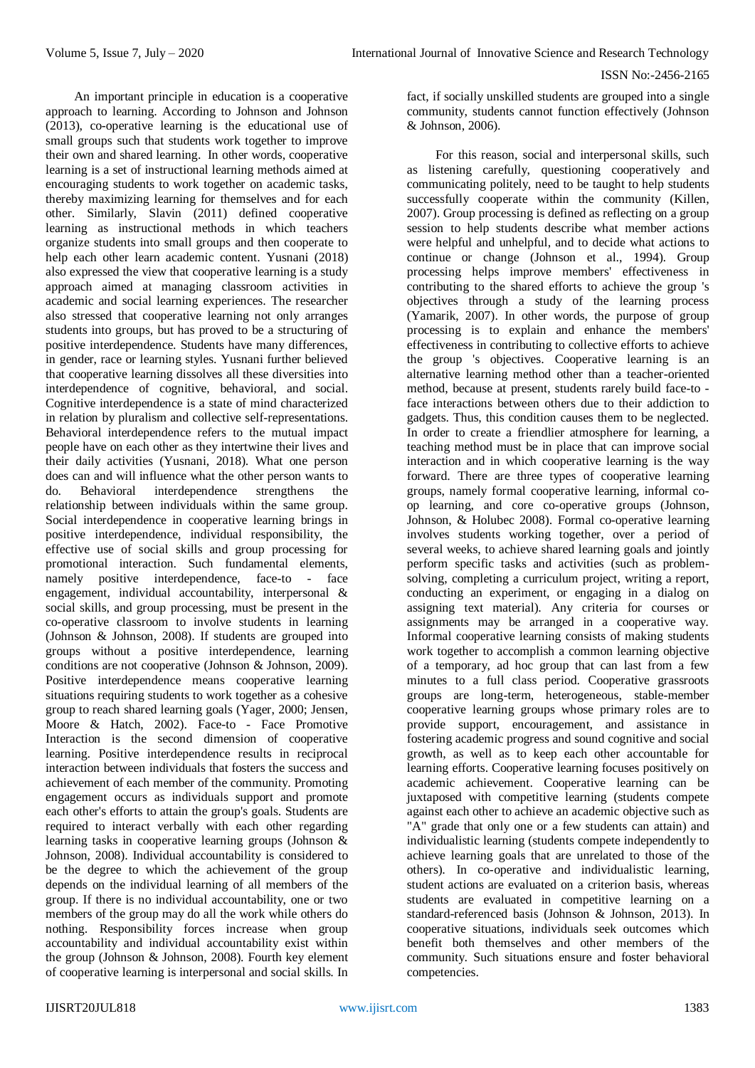An important principle in education is a cooperative approach to learning. According to Johnson and Johnson (2013), co-operative learning is the educational use of small groups such that students work together to improve their own and shared learning. In other words, cooperative learning is a set of instructional learning methods aimed at encouraging students to work together on academic tasks, thereby maximizing learning for themselves and for each other. Similarly, Slavin (2011) defined cooperative learning as instructional methods in which teachers organize students into small groups and then cooperate to help each other learn academic content. Yusnani (2018) also expressed the view that cooperative learning is a study approach aimed at managing classroom activities in academic and social learning experiences. The researcher also stressed that cooperative learning not only arranges students into groups, but has proved to be a structuring of positive interdependence. Students have many differences, in gender, race or learning styles. Yusnani further believed that cooperative learning dissolves all these diversities into interdependence of cognitive, behavioral, and social. Cognitive interdependence is a state of mind characterized in relation by pluralism and collective self-representations. Behavioral interdependence refers to the mutual impact people have on each other as they intertwine their lives and their daily activities (Yusnani, 2018). What one person does can and will influence what the other person wants to do. Behavioral interdependence strengthens the relationship between individuals within the same group. Social interdependence in cooperative learning brings in positive interdependence, individual responsibility, the effective use of social skills and group processing for promotional interaction. Such fundamental elements, namely positive interdependence, face-to - face engagement, individual accountability, interpersonal & social skills, and group processing, must be present in the co-operative classroom to involve students in learning (Johnson & Johnson, 2008). If students are grouped into groups without a positive interdependence, learning conditions are not cooperative (Johnson & Johnson, 2009). Positive interdependence means cooperative learning situations requiring students to work together as a cohesive group to reach shared learning goals (Yager, 2000; Jensen, Moore & Hatch, 2002). Face-to - Face Promotive Interaction is the second dimension of cooperative learning. Positive interdependence results in reciprocal interaction between individuals that fosters the success and achievement of each member of the community. Promoting engagement occurs as individuals support and promote each other's efforts to attain the group's goals. Students are required to interact verbally with each other regarding learning tasks in cooperative learning groups (Johnson & Johnson, 2008). Individual accountability is considered to be the degree to which the achievement of the group depends on the individual learning of all members of the group. If there is no individual accountability, one or two members of the group may do all the work while others do nothing. Responsibility forces increase when group accountability and individual accountability exist within the group (Johnson & Johnson, 2008). Fourth key element of cooperative learning is interpersonal and social skills. In fact, if socially unskilled students are grouped into a single community, students cannot function effectively (Johnson & Johnson, 2006).

For this reason, social and interpersonal skills, such as listening carefully, questioning cooperatively and communicating politely, need to be taught to help students successfully cooperate within the community (Killen, 2007). Group processing is defined as reflecting on a group session to help students describe what member actions were helpful and unhelpful, and to decide what actions to continue or change (Johnson et al., 1994). Group processing helps improve members' effectiveness in contributing to the shared efforts to achieve the group 's objectives through a study of the learning process (Yamarik, 2007). In other words, the purpose of group processing is to explain and enhance the members' effectiveness in contributing to collective efforts to achieve the group 's objectives. Cooperative learning is an alternative learning method other than a teacher-oriented method, because at present, students rarely build face-to - face interactions between others due to their addiction to gadgets. Thus, this condition causes them to be neglected. In order to create a friendlier atmosphere for learning, a teaching method must be in place that can improve social interaction and in which cooperative learning is the way forward. There are three types of cooperative learning groups, namely formal cooperative learning, informal co-op learning, and core co-operative groups (Johnson, Johnson, & Holubec 2008). Formal co-operative learning involves students working together, over a period of several weeks, to achieve shared learning goals and jointly perform specific tasks and activities (such as problem-solving, completing a curriculum project, writing a report, conducting an experiment, or engaging in a dialog on assigning text material). Any criteria for courses or assignments may be arranged in a cooperative way. Informal cooperative learning consists of making students work together to accomplish a common learning objective of a temporary, ad hoc group that can last from a few minutes to a full class period. Cooperative grassroots groups are long-term, heterogeneous, stable-member cooperative learning groups whose primary roles are to provide support, encouragement, and assistance in fostering academic progress and sound cognitive and social growth, as well as to keep each other accountable for learning efforts. Cooperative learning focuses positively on academic achievement. Cooperative learning can be juxtaposed with competitive learning (students compete against each other to achieve an academic objective such as "A" grade that only one or a few students can attain) and individualistic learning (students compete independently to achieve learning goals that are unrelated to those of the others). In co-operative and individualistic learning, student actions are evaluated on a criterion basis, whereas students are evaluated in competitive learning on a standard-referenced basis (Johnson & Johnson, 2013). In cooperative situations, individuals seek outcomes which benefit both themselves and other members of the community. Such situations ensure and foster behavioral competencies.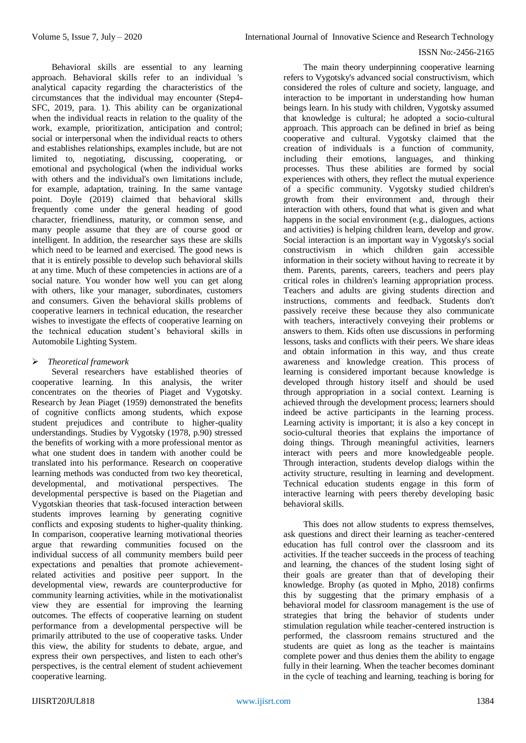Behavioral skills are essential to any learning approach. Behavioral skills refer to an individual 's analytical capacity regarding the characteristics of the circumstances that the individual may encounter (Step4-SFC, 2019, para. 1). This ability can be organizational when the individual reacts in relation to the quality of the work, example, prioritization, anticipation and control; social or interpersonal when the individual reacts to others and establishes relationships, examples include, but are not limited to, negotiating, discussing, cooperating, or emotional and psychological (when the individual works with others and the individual's own limitations include, for example, adaptation, training. In the same vantage point. Doyle (2019) claimed that behavioral skills frequently come under the general heading of good character, friendliness, maturity, or common sense, and many people assume that they are of course good or intelligent. In addition, the researcher says these are skills which need to be learned and exercised. The good news is that it is entirely possible to develop such behavioral skills at any time. Much of these competencies in actions are of a social nature. You wonder how well you can get along with others, like your manager, subordinates, customers and consumers. Given the behavioral skills problems of cooperative learners in technical education, the researcher wishes to investigate the effects of cooperative learning on the technical education student's behavioral skills in Automobile Lighting System.

- *Theoretical framework*

Several researchers have established theories of cooperative learning. In this analysis, the writer concentrates on the theories of Piaget and Vygotsky. Research by Jean Piaget (1959) demonstrated the benefits of cognitive conflicts among students, which expose student prejudices and contribute to higher-quality understandings. Studies by Vygotsky (1978, p.90) stressed the benefits of working with a more professional mentor as what one student does in tandem with another could be translated into his performance. Research on cooperative learning methods was conducted from two key theoretical, developmental, and motivational perspectives. The developmental perspective is based on the Piagetian and Vygotskian theories that task-focused interaction between students improves learning by generating cognitive conflicts and exposing students to higher-quality thinking. In comparison, cooperative learning motivational theories argue that rewarding communities focused on the individual success of all community members build peer expectations and penalties that promote achievement-related activities and positive peer support. In the developmental view, rewards are counterproductive for community learning activities, while in the motivationalist view they are essential for improving the learning outcomes. The effects of cooperative learning on student performance from a developmental perspective will be primarily attributed to the use of cooperative tasks. Under this view, the ability for students to debate, argue, and express their own perspectives, and listen to each other's perspectives, is the central element of student achievement cooperative learning.

The main theory underpinning cooperative learning refers to Vygotsky's advanced social constructivism, which considered the roles of culture and society, language, and interaction to be important in understanding how human beings learn. In his study with children, Vygotsky assumed that knowledge is cultural; he adopted a socio-cultural approach. This approach can be defined in brief as being cooperative and cultural. Vygotsky claimed that the creation of individuals is a function of community, including their emotions, languages, and thinking processes. Thus these abilities are formed by social experiences with others, they reflect the mutual experience of a specific community. Vygotsky studied children's growth from their environment and, through their interaction with others, found that what is given and what happens in the social environment (e.g., dialogues, actions and activities) is helping children learn, develop and grow. Social interaction is an important way in Vygotsky's social constructivism in which children gain accessible information in their society without having to recreate it by them. Parents, parents, careers, teachers and peers play critical roles in children's learning appropriation process. Teachers and adults are giving students direction and instructions, comments and feedback. Students don't passively receive these because they also communicate with teachers, interactively conveying their problems or answers to them. Kids often use discussions in performing lessons, tasks and conflicts with their peers. We share ideas and obtain information in this way, and thus create awareness and knowledge creation. This process of learning is considered important because knowledge is developed through history itself and should be used through appropriation in a social context. Learning is achieved through the development process; learners should indeed be active participants in the learning process. Learning activity is important; it is also a key concept in socio-cultural theories that explains the importance of doing things. Through meaningful activities, learners interact with peers and more knowledgeable people. Through interaction, students develop dialogs within the activity structure, resulting in learning and development. Technical education students engage in this form of interactive learning with peers thereby developing basic behavioral skills.

This does not allow students to express themselves, ask questions and direct their learning as teacher-centered education has full control over the classroom and its activities. If the teacher succeeds in the process of teaching and learning, the chances of the student losing sight of their goals are greater than that of developing their knowledge. Brophy (as quoted in Mpho, 2018) confirms this by suggesting that the primary emphasis of a behavioral model for classroom management is the use of strategies that bring the behavior of students under stimulation regulation while teacher-centered instruction is performed, the classroom remains structured and the students are quiet as long as the teacher is maintains complete power and thus denies them the ability to engage fully in their learning. When the teacher becomes dominant in the cycle of teaching and learning, teaching is boring for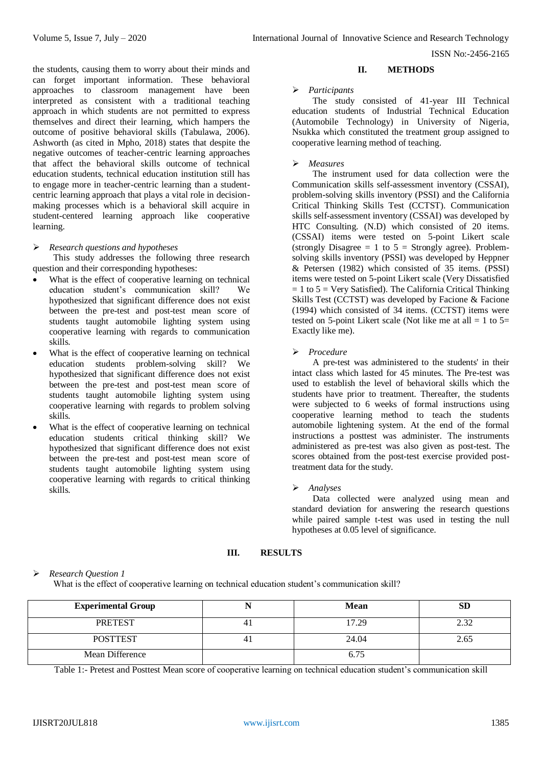the students, causing them to worry about their minds and can forget important information. These behavioral approaches to classroom management have been interpreted as consistent with a traditional teaching approach in which students are not permitted to express themselves and direct their learning, which hampers the outcome of positive behavioral skills (Tabulawa, 2006). Ashworth (as cited in Mpho, 2018) states that despite the negative outcomes of teacher-centric learning approaches that affect the behavioral skills outcome of technical education students, technical education institution still has to engage more in teacher-centric learning than a student-centric learning approach that plays a vital role in decision-making processes which is a behavioral skill acquire in student-centered learning approach like cooperative learning.

- *Research questions and hypotheses*

This study addresses the following three research question and their corresponding hypotheses:

- What is the effect of cooperative learning on technical education student's communication skill? We hypothesized that significant difference does not exist between the pre-test and post-test mean score of students taught automobile lighting system using cooperative learning with regards to communication skills.
- What is the effect of cooperative learning on technical education students problem-solving skill? We hypothesized that significant difference does not exist between the pre-test and post-test mean score of students taught automobile lighting system using cooperative learning with regards to problem solving skills.
- What is the effect of cooperative learning on technical education students critical thinking skill? We hypothesized that significant difference does not exist between the pre-test and post-test mean score of students taught automobile lighting system using cooperative learning with regards to critical thinking skills.

## II. METHODS

- *Participants*

The study consisted of 41-year III Technical education students of Industrial Technical Education (Automobile Technology) in University of Nigeria, Nsukka which constituted the treatment group assigned to cooperative learning method of teaching.

- *Measures*

The instrument used for data collection were the Communication skills self-assessment inventory (CSSAI), problem-solving skills inventory (PSSI) and the California Critical Thinking Skills Test (CCTST). Communication skills self-assessment inventory (CSSAI) was developed by HTC Consulting. (N.D) which consisted of 20 items. (CSSAI) items were tested on 5-point Likert scale (strongly Disagree = 1 to 5 = Strongly agree). Problem-solving skills inventory (PSSI) was developed by Heppner & Petersen (1982) which consisted of 35 items. (PSSI) items were tested on 5-point Likert scale (Very Dissatisfied = 1 to 5 = Very Satisfied). The California Critical Thinking Skills Test (CCTST) was developed by Facione & Facione (1994) which consisted of 34 items. (CCTST) items were tested on 5-point Likert scale (Not like me at all = 1 to 5= Exactly like me).

- *Procedure*

A pre-test was administered to the students' in their intact class which lasted for 45 minutes. The Pre-test was used to establish the level of behavioral skills which the students have prior to treatment. Thereafter, the students were subjected to 6 weeks of formal instructions using cooperative learning method to teach the students automobile lightening system. At the end of the formal instructions a posttest was administer. The instruments administered as pre-test was also given as post-test. The scores obtained from the post-test exercise provided post-treatment data for the study.

- *Analyses*

Data collected were analyzed using mean and standard deviation for answering the research questions while paired sample t-test was used in testing the null hypotheses at 0.05 level of significance.

## III. RESULTS

- *Research Question 1*

What is the effect of cooperative learning on technical education student's communication skill?

| Experimental Group | N | Mean | SD |
|---|---|---|---|
| PRETEST | 41 | 17.29 | 2.32 |
| POSTTEST | 41 | 24.04 | 2.65 |
| Mean Difference | | 6.75 | |

Table 1:- Pretest and Posttest Mean score of cooperative learning on technical education student's communication skill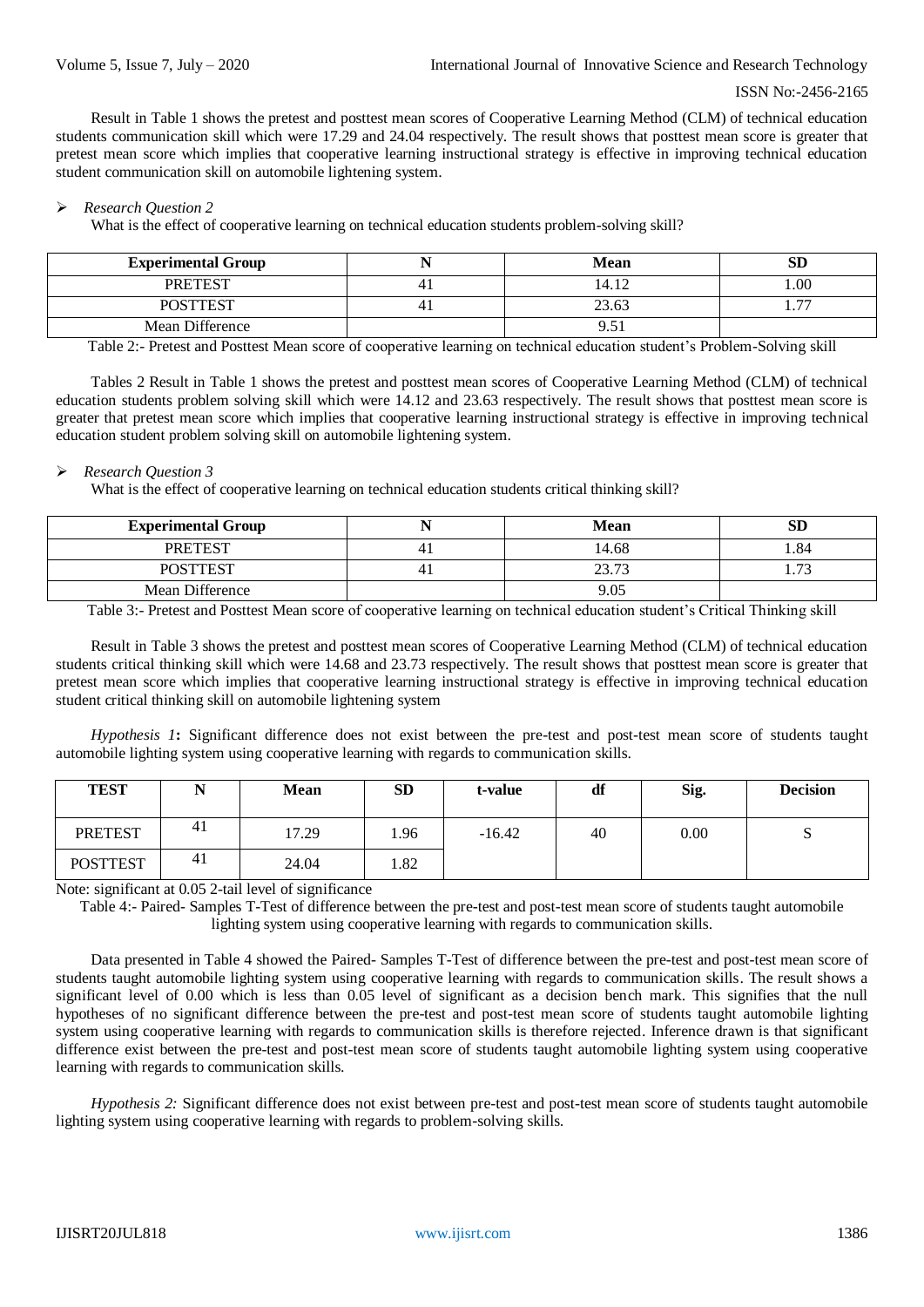Result in Table 1 shows the pretest and posttest mean scores of Cooperative Learning Method (CLM) of technical education students communication skill which were 17.29 and 24.04 respectively. The result shows that posttest mean score is greater that pretest mean score which implies that cooperative learning instructional strategy is effective in improving technical education student communication skill on automobile lightening system.

- *Research Question 2*

What is the effect of cooperative learning on technical education students problem-solving skill?

| Experimental Group | N | Mean | SD |
|---|---|---|---|
| PRETEST | 41 | 14.12 | 1.00 |
| POSTTEST | 41 | 23.63 | 1.77 |
| Mean Difference | | 9.51 | |

Table 2:- Pretest and Posttest Mean score of cooperative learning on technical education student's Problem-Solving skill

Tables 2 Result in Table 1 shows the pretest and posttest mean scores of Cooperative Learning Method (CLM) of technical education students problem solving skill which were 14.12 and 23.63 respectively. The result shows that posttest mean score is greater that pretest mean score which implies that cooperative learning instructional strategy is effective in improving technical education student problem solving skill on automobile lightening system.

- *Research Question 3*

What is the effect of cooperative learning on technical education students critical thinking skill?

| Experimental Group | N | Mean | SD |
|---|---|---|---|
| PRETEST | 41 | 14.68 | 1.84 |
| POSTTEST | 41 | 23.73 | 1.73 |
| Mean Difference | | 9.05 | |

Table 3:- Pretest and Posttest Mean score of cooperative learning on technical education student's Critical Thinking skill

Result in Table 3 shows the pretest and posttest mean scores of Cooperative Learning Method (CLM) of technical education students critical thinking skill which were 14.68 and 23.73 respectively. The result shows that posttest mean score is greater that pretest mean score which implies that cooperative learning instructional strategy is effective in improving technical education student critical thinking skill on automobile lightening system

*Hypothesis 1***:** Significant difference does not exist between the pre-test and post-test mean score of students taught automobile lighting system using cooperative learning with regards to communication skills.

| TEST | N | Mean | SD | t-value | df | Sig. | Decision |
|---|---|---|---|---|---|---|---|
| PRETEST | 41 | 17.29 | 1.96 | -16.42 | 40 | 0.00 | S |
| POSTTEST | 41 | 24.04 | 1.82 | | | | |

Note: significant at 0.05 2-tail level of significance

Table 4:- Paired- Samples T-Test of difference between the pre-test and post-test mean score of students taught automobile lighting system using cooperative learning with regards to communication skills.

Data presented in Table 4 showed the Paired- Samples T-Test of difference between the pre-test and post-test mean score of students taught automobile lighting system using cooperative learning with regards to communication skills. The result shows a significant level of 0.00 which is less than 0.05 level of significant as a decision bench mark. This signifies that the null hypotheses of no significant difference between the pre-test and post-test mean score of students taught automobile lighting system using cooperative learning with regards to communication skills is therefore rejected. Inference drawn is that significant difference exist between the pre-test and post-test mean score of students taught automobile lighting system using cooperative learning with regards to communication skills.

*Hypothesis 2:* Significant difference does not exist between pre-test and post-test mean score of students taught automobile lighting system using cooperative learning with regards to problem-solving skills.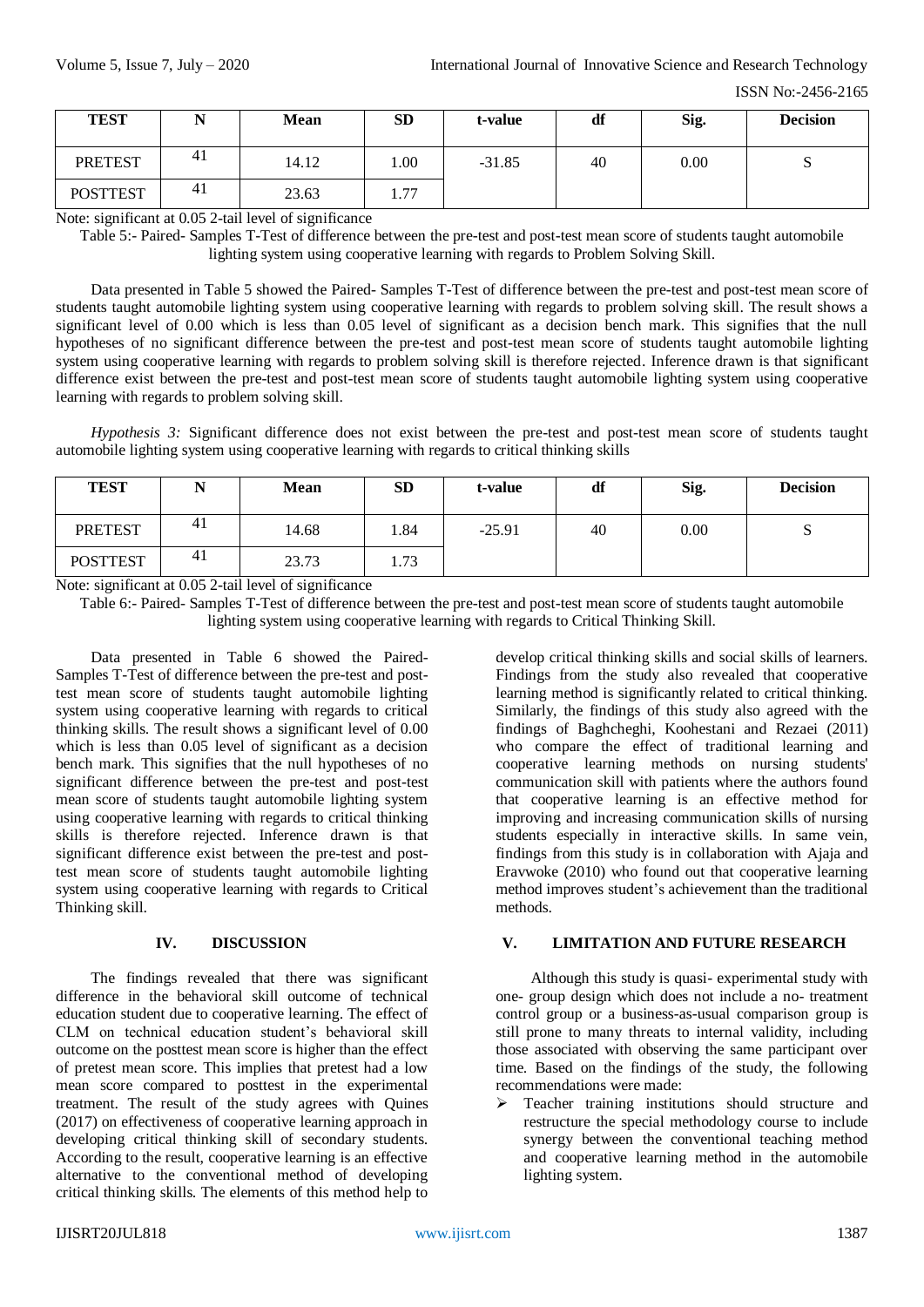| TEST | N | Mean | SD | t-value | df | Sig. | Decision |
|---|---|---|---|---|---|---|---|
| PRETEST | 41 | 14.12 | 1.00 | -31.85 | 40 | 0.00 | S |
| POSTTEST | 41 | 23.63 | 1.77 | | | | |

Note: significant at 0.05 2-tail level of significance

Table 5:- Paired- Samples T-Test of difference between the pre-test and post-test mean score of students taught automobile lighting system using cooperative learning with regards to Problem Solving Skill.

Data presented in Table 5 showed the Paired- Samples T-Test of difference between the pre-test and post-test mean score of students taught automobile lighting system using cooperative learning with regards to problem solving skill. The result shows a significant level of 0.00 which is less than 0.05 level of significant as a decision bench mark. This signifies that the null hypotheses of no significant difference between the pre-test and post-test mean score of students taught automobile lighting system using cooperative learning with regards to problem solving skill is therefore rejected. Inference drawn is that significant difference exist between the pre-test and post-test mean score of students taught automobile lighting system using cooperative learning with regards to problem solving skill.

*Hypothesis 3:* Significant difference does not exist between the pre-test and post-test mean score of students taught automobile lighting system using cooperative learning with regards to critical thinking skills

| TEST | N | Mean | SD | t-value | df | Sig. | Decision |
|---|---|---|---|---|---|---|---|
| PRETEST | 41 | 14.68 | 1.84 | -25.91 | 40 | 0.00 | S |
| POSTTEST | 41 | 23.73 | 1.73 | | | | |

Note: significant at 0.05 2-tail level of significance

Table 6:- Paired- Samples T-Test of difference between the pre-test and post-test mean score of students taught automobile lighting system using cooperative learning with regards to Critical Thinking Skill.

Data presented in Table 6 showed the Paired- Samples T-Test of difference between the pre-test and post-test mean score of students taught automobile lighting system using cooperative learning with regards to critical thinking skills. The result shows a significant level of 0.00 which is less than 0.05 level of significant as a decision bench mark. This signifies that the null hypotheses of no significant difference between the pre-test and post-test mean score of students taught automobile lighting system using cooperative learning with regards to critical thinking skills is therefore rejected. Inference drawn is that significant difference exist between the pre-test and post-test mean score of students taught automobile lighting system using cooperative learning with regards to Critical Thinking skill.

## IV. DISCUSSION

The findings revealed that there was significant difference in the behavioral skill outcome of technical education student due to cooperative learning. The effect of CLM on technical education student's behavioral skill outcome on the posttest mean score is higher than the effect of pretest mean score. This implies that pretest had a low mean score compared to posttest in the experimental treatment. The result of the study agrees with Quines (2017) on effectiveness of cooperative learning approach in developing critical thinking skill of secondary students. According to the result, cooperative learning is an effective alternative to the conventional method of developing critical thinking skills. The elements of this method help to develop critical thinking skills and social skills of learners. Findings from the study also revealed that cooperative learning method is significantly related to critical thinking. Similarly, the findings of this study also agreed with the findings of Baghcheghi, Koohestani and Rezaei (2011) who compare the effect of traditional learning and cooperative learning methods on nursing students' communication skill with patients where the authors found that cooperative learning is an effective method for improving and increasing communication skills of nursing students especially in interactive skills. In same vein, findings from this study is in collaboration with Ajaja and Eravwoke (2010) who found out that cooperative learning method improves student's achievement than the traditional methods.

## V. LIMITATION AND FUTURE RESEARCH

Although this study is quasi- experimental study with one- group design which does not include a no- treatment control group or a business-as-usual comparison group is still prone to many threats to internal validity, including those associated with observing the same participant over time. Based on the findings of the study, the following recommendations were made:

- Teacher training institutions should structure and restructure the special methodology course to include synergy between the conventional teaching method and cooperative learning method in the automobile lighting system.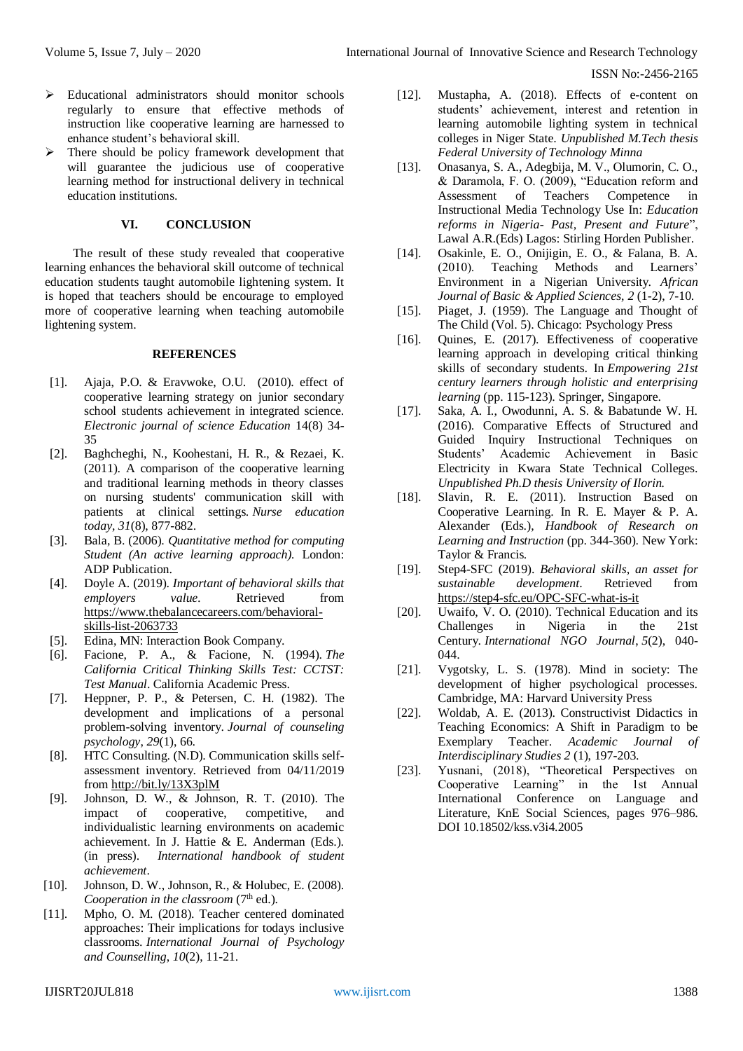- Educational administrators should monitor schools regularly to ensure that effective methods of instruction like cooperative learning are harnessed to enhance student's behavioral skill.
- There should be policy framework development that will guarantee the judicious use of cooperative learning method for instructional delivery in technical education institutions.

## VI. CONCLUSION

The result of these study revealed that cooperative learning enhances the behavioral skill outcome of technical education students taught automobile lightening system. It is hoped that teachers should be encourage to employed more of cooperative learning when teaching automobile lightening system.

## REFERENCES

[1]. Ajaja, P.O. & Eravwoke, O.U. (2010). effect of cooperative learning strategy on junior secondary school students achievement in integrated science. *Electronic journal of science Education* 14(8) 34-35

[2]. Baghcheghi, N., Koohestani, H. R., & Rezaei, K. (2011). A comparison of the cooperative learning and traditional learning methods in theory classes on nursing students' communication skill with patients at clinical settings. *Nurse education today*, *31*(8), 877-882.

[3]. Bala, B. (2006). *Quantitative method for computing Student (An active learning approach).* London: ADP Publication.

[4]. Doyle A. (2019). *Important of behavioral skills that employers value.* Retrieved from https://www.thebalancecareers.com/behavioral-skills-list-2063733

[5]. Edina, MN: Interaction Book Company.

[6]. Facione, P. A., & Facione, N. (1994). *The California Critical Thinking Skills Test: CCTST: Test Manual*. California Academic Press.

[7]. Heppner, P. P., & Petersen, C. H. (1982). The development and implications of a personal problem-solving inventory. *Journal of counseling psychology*, *29*(1), 66.

[8]. HTC Consulting. (N.D). Communication skills self-assessment inventory. Retrieved from 04/11/2019 from http://bit.ly/13X3plM

[9]. Johnson, D. W., & Johnson, R. T. (2010). The impact of cooperative, competitive, and individualistic learning environments on academic achievement. In J. Hattie & E. Anderman (Eds.). (in press). *International handbook of student achievement*.

[10]. Johnson, D. W., Johnson, R., & Holubec, E. (2008). *Cooperation in the classroom* (7th ed.).

[11]. Mpho, O. M. (2018). Teacher centered dominated approaches: Their implications for todays inclusive classrooms. *International Journal of Psychology and Counselling*, *10*(2), 11-21.

[12]. Mustapha, A. (2018). Effects of e-content on students' achievement, interest and retention in learning automobile lighting system in technical colleges in Niger State. *Unpublished M.Tech thesis Federal University of Technology Minna*

[13]. Onasanya, S. A., Adegbija, M. V., Olumorin, C. O., & Daramola, F. O. (2009), "Education reform and Assessment of Teachers Competence in Instructional Media Technology Use In: *Education reforms in Nigeria- Past, Present and Future*", Lawal A.R.(Eds) Lagos: Stirling Horden Publisher.

[14]. Osakinle, E. O., Onijigin, E. O., & Falana, B. A. (2010). Teaching Methods and Learners' Environment in a Nigerian University. *African Journal of Basic & Applied Sciences*, *2* (1-2), 7-10.

[15]. Piaget, J. (1959). The Language and Thought of The Child (Vol. 5). Chicago: Psychology Press

[16]. Quines, E. (2017). Effectiveness of cooperative learning approach in developing critical thinking skills of secondary students. In *Empowering 21st century learners through holistic and enterprising learning* (pp. 115-123). Springer, Singapore.

[17]. Saka, A. I., Owodunni, A. S. & Babatunde W. H. (2016). Comparative Effects of Structured and Guided Inquiry Instructional Techniques on Students' Academic Achievement in Basic Electricity in Kwara State Technical Colleges. *Unpublished Ph.D thesis University of Ilorin.*

[18]. Slavin, R. E. (2011). Instruction Based on Cooperative Learning. In R. E. Mayer & P. A. Alexander (Eds.), *Handbook of Research on Learning and Instruction* (pp. 344-360). New York: Taylor & Francis.

[19]. Step4-SFC (2019). *Behavioral skills, an asset for sustainable development*. Retrieved from https://step4-sfc.eu/OPC-SFC-what-is-it

[20]. Uwaifo, V. O. (2010). Technical Education and its Challenges in Nigeria in the 21st Century. *International NGO Journal*, *5*(2), 040-044.

[21]. Vygotsky, L. S. (1978). Mind in society: The development of higher psychological processes. Cambridge, MA: Harvard University Press

[22]. Woldab, A. E. (2013). Constructivist Didactics in Teaching Economics: A Shift in Paradigm to be Exemplary Teacher. *Academic Journal of Interdisciplinary Studies 2* (1), 197-203.

[23]. Yusnani, (2018), "Theoretical Perspectives on Cooperative Learning" in the 1st Annual International Conference on Language and Literature, KnE Social Sciences, pages 976–986. DOI 10.18502/kss.v3i4.2005